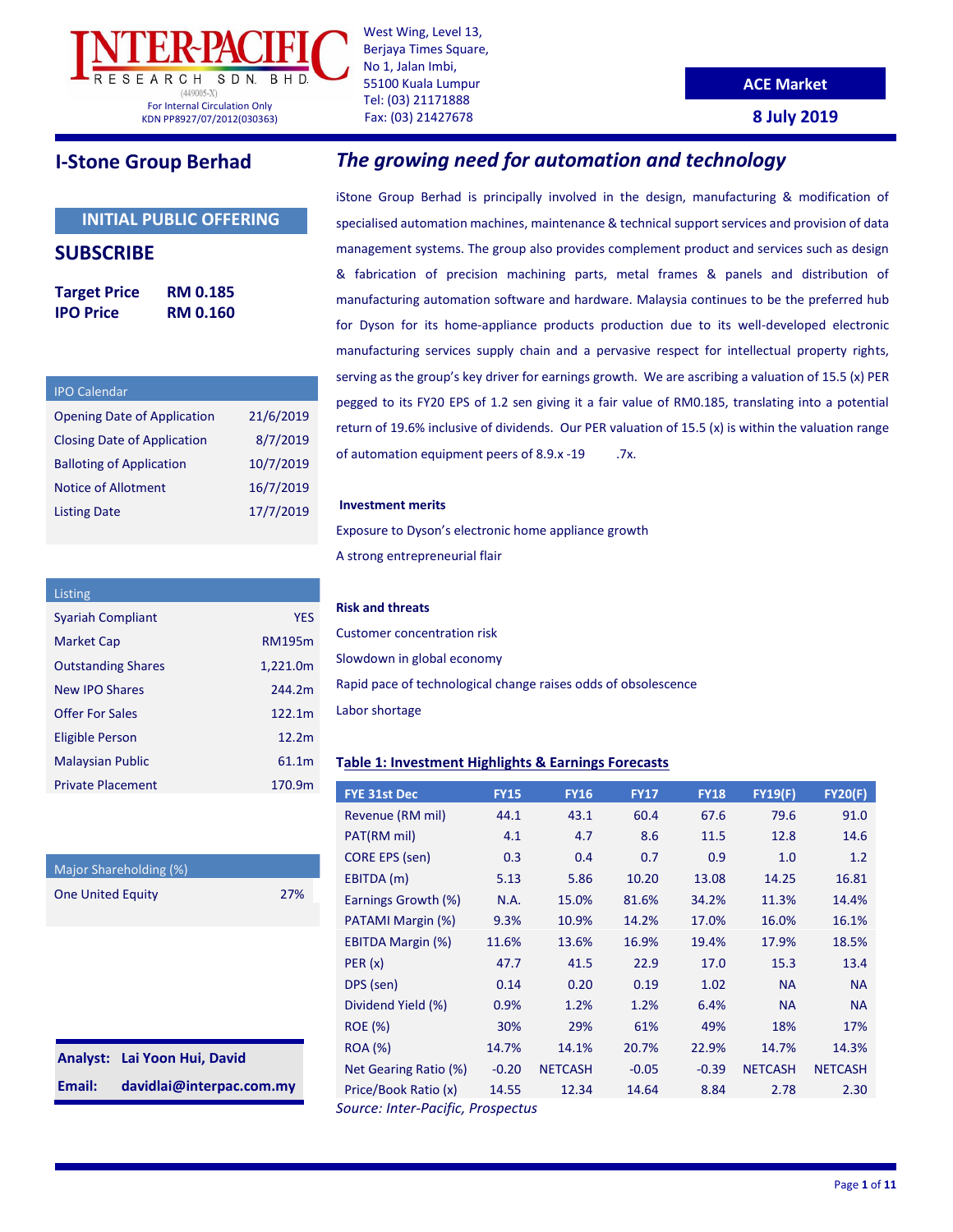INTER-PACIFIC RESEARCH SDN. BHD. (449005-X)
For Internal Circulation Only
KDN PP8927/07/2012(030363)

West Wing, Level 13,
Berjaya Times Square,
No 1, Jalan Imbi,
55100 Kuala Lumpur
Tel: (03) 21171888
Fax: (03) 21427678

**ACE Market**

**8 July 2019**

# I-Stone Group Berhad

## *The growing need for automation and technology*

**INITIAL PUBLIC OFFERING**

**SUBSCRIBE**

| | |
|---|---|
| **Target Price** | **RM 0.185** |
| **IPO Price** | **RM 0.160** |

| IPO Calendar | |
|---|---|
| Opening Date of Application | 21/6/2019 |
| Closing Date of Application | 8/7/2019 |
| Balloting of Application | 10/7/2019 |
| Notice of Allotment | 16/7/2019 |
| Listing Date | 17/7/2019 |

| Listing | |
|---|---|
| Syariah Compliant | YES |
| Market Cap | RM195m |
| Outstanding Shares | 1,221.0m |
| New IPO Shares | 244.2m |
| Offer For Sales | 122.1m |
| Eligible Person | 12.2m |
| Malaysian Public | 61.1m |
| Private Placement | 170.9m |

| Major Shareholding (%) | |
|---|---|
| One United Equity | 27% |

**Analyst:** Lai Yoon Hui, David
**Email:** davidlai@interpac.com.my

iStone Group Berhad is principally involved in the design, manufacturing & modification of specialised automation machines, maintenance & technical support services and provision of data management systems. The group also provides complement product and services such as design & fabrication of precision machining parts, metal frames & panels and distribution of manufacturing automation software and hardware. Malaysia continues to be the preferred hub for Dyson for its home-appliance products production due to its well-developed electronic manufacturing services supply chain and a pervasive respect for intellectual property rights, serving as the group's key driver for earnings growth. We are ascribing a valuation of 15.5 (x) PER pegged to its FY20 EPS of 1.2 sen giving it a fair value of RM0.185, translating into a potential return of 19.6% inclusive of dividends. Our PER valuation of 15.5 (x) is within the valuation range of automation equipment peers of 8.9.x -19.7x.

**Investment merits**

Exposure to Dyson's electronic home appliance growth

A strong entrepreneurial flair

**Risk and threats**

Customer concentration risk

Slowdown in global economy

Rapid pace of technological change raises odds of obsolescence

Labor shortage

**Table 1: Investment Highlights & Earnings Forecasts**

| FYE 31st Dec | FY15 | FY16 | FY17 | FY18 | FY19(F) | FY20(F) |
|---|---|---|---|---|---|---|
| Revenue (RM mil) | 44.1 | 43.1 | 60.4 | 67.6 | 79.6 | 91.0 |
| PAT(RM mil) | 4.1 | 4.7 | 8.6 | 11.5 | 12.8 | 14.6 |
| CORE EPS (sen) | 0.3 | 0.4 | 0.7 | 0.9 | 1.0 | 1.2 |
| EBITDA (m) | 5.13 | 5.86 | 10.20 | 13.08 | 14.25 | 16.81 |
| Earnings Growth (%) | N.A. | 15.0% | 81.6% | 34.2% | 11.3% | 14.4% |
| PATAMI Margin (%) | 9.3% | 10.9% | 14.2% | 17.0% | 16.0% | 16.1% |
| EBITDA Margin (%) | 11.6% | 13.6% | 16.9% | 19.4% | 17.9% | 18.5% |
| PER (x) | 47.7 | 41.5 | 22.9 | 17.0 | 15.3 | 13.4 |
| DPS (sen) | 0.14 | 0.20 | 0.19 | 1.02 | NA | NA |
| Dividend Yield (%) | 0.9% | 1.2% | 1.2% | 6.4% | NA | NA |
| ROE (%) | 30% | 29% | 61% | 49% | 18% | 17% |
| ROA (%) | 14.7% | 14.1% | 20.7% | 22.9% | 14.7% | 14.3% |
| Net Gearing Ratio (%) | -0.20 | NETCASH | -0.05 | -0.39 | NETCASH | NETCASH |
| Price/Book Ratio (x) | 14.55 | 12.34 | 14.64 | 8.84 | 2.78 | 2.30 |

*Source: Inter-Pacific, Prospectus*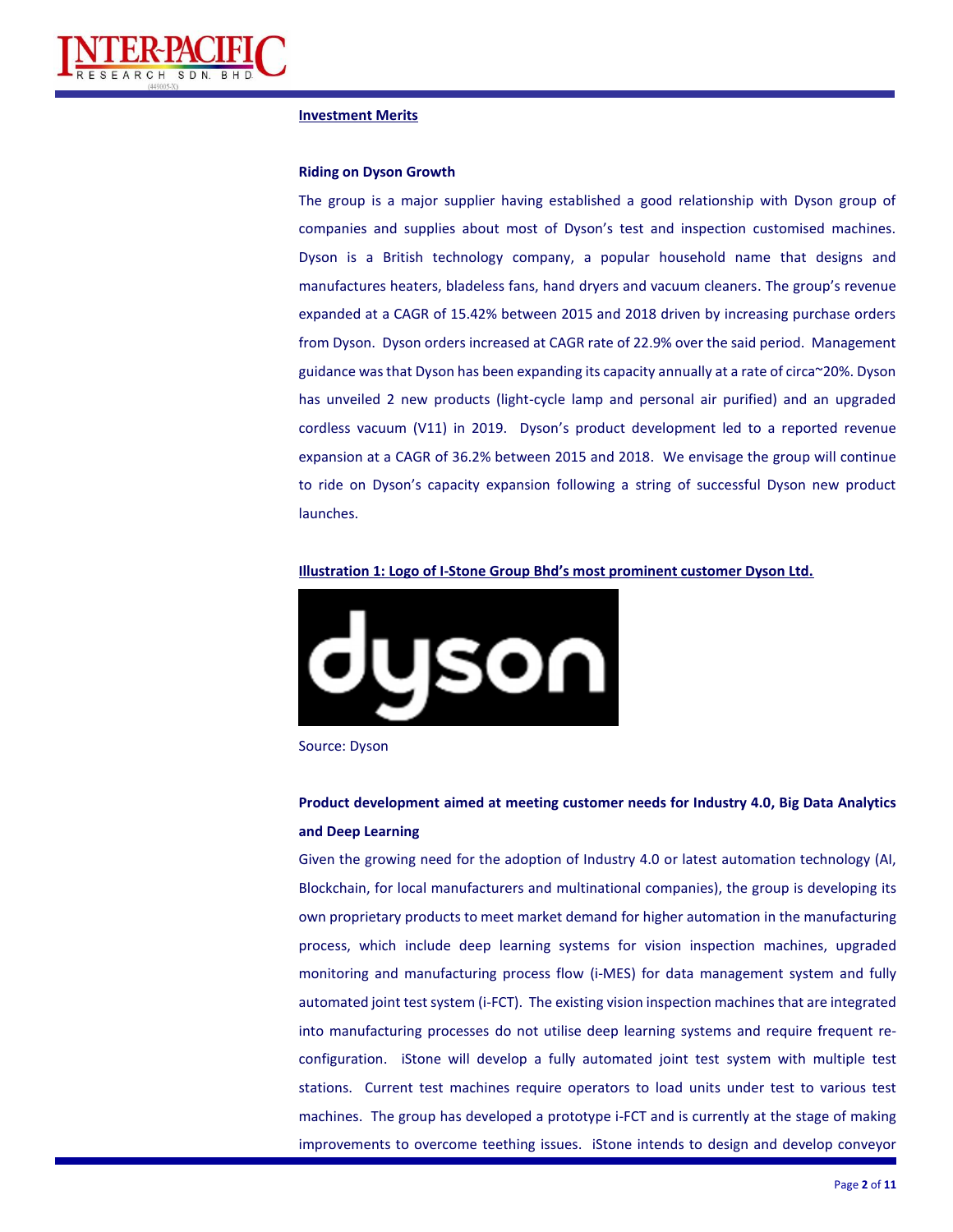## Investment Merits

### Riding on Dyson Growth

The group is a major supplier having established a good relationship with Dyson group of companies and supplies about most of Dyson's test and inspection customised machines. Dyson is a British technology company, a popular household name that designs and manufactures heaters, bladeless fans, hand dryers and vacuum cleaners. The group's revenue expanded at a CAGR of 15.42% between 2015 and 2018 driven by increasing purchase orders from Dyson. Dyson orders increased at CAGR rate of 22.9% over the said period. Management guidance was that Dyson has been expanding its capacity annually at a rate of circa~20%. Dyson has unveiled 2 new products (light-cycle lamp and personal air purified) and an upgraded cordless vacuum (V11) in 2019. Dyson's product development led to a reported revenue expansion at a CAGR of 36.2% between 2015 and 2018. We envisage the group will continue to ride on Dyson's capacity expansion following a string of successful Dyson new product launches.

**Illustration 1: Logo of I-Stone Group Bhd's most prominent customer Dyson Ltd.**

Source: Dyson

### Product development aimed at meeting customer needs for Industry 4.0, Big Data Analytics and Deep Learning

Given the growing need for the adoption of Industry 4.0 or latest automation technology (AI, Blockchain, for local manufacturers and multinational companies), the group is developing its own proprietary products to meet market demand for higher automation in the manufacturing process, which include deep learning systems for vision inspection machines, upgraded monitoring and manufacturing process flow (i-MES) for data management system and fully automated joint test system (i-FCT). The existing vision inspection machines that are integrated into manufacturing processes do not utilise deep learning systems and require frequent re-configuration. iStone will develop a fully automated joint test system with multiple test stations. Current test machines require operators to load units under test to various test machines. The group has developed a prototype i-FCT and is currently at the stage of making improvements to overcome teething issues. iStone intends to design and develop conveyor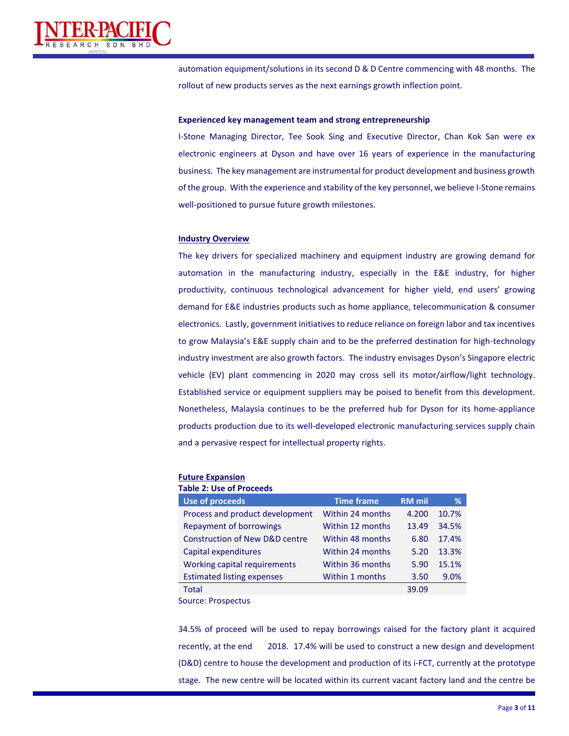automation equipment/solutions in its second D & D Centre commencing with 48 months. The rollout of new products serves as the next earnings growth inflection point.

**Experienced key management team and strong entrepreneurship**

I-Stone Managing Director, Tee Sook Sing and Executive Director, Chan Kok San were ex electronic engineers at Dyson and have over 16 years of experience in the manufacturing business. The key management are instrumental for product development and business growth of the group. With the experience and stability of the key personnel, we believe I-Stone remains well-positioned to pursue future growth milestones.

**Industry Overview**

The key drivers for specialized machinery and equipment industry are growing demand for automation in the manufacturing industry, especially in the E&E industry, for higher productivity, continuous technological advancement for higher yield, end users' growing demand for E&E industries products such as home appliance, telecommunication & consumer electronics. Lastly, government initiatives to reduce reliance on foreign labor and tax incentives to grow Malaysia's E&E supply chain and to be the preferred destination for high-technology industry investment are also growth factors. The industry envisages Dyson's Singapore electric vehicle (EV) plant commencing in 2020 may cross sell its motor/airflow/light technology. Established service or equipment suppliers may be poised to benefit from this development. Nonetheless, Malaysia continues to be the preferred hub for Dyson for its home-appliance products production due to its well-developed electronic manufacturing services supply chain and a pervasive respect for intellectual property rights.

**Future Expansion**

**Table 2: Use of Proceeds**

| Use of proceeds | Time frame | RM mil | % |
|---|---|---|---|
| Process and product development | Within 24 months | 4.200 | 10.7% |
| Repayment of borrowings | Within 12 months | 13.49 | 34.5% |
| Construction of New D&D centre | Within 48 months | 6.80 | 17.4% |
| Capital expenditures | Within 24 months | 5.20 | 13.3% |
| Working capital requirements | Within 36 months | 5.90 | 15.1% |
| Estimated listing expenses | Within 1 months | 3.50 | 9.0% |
| Total | | 39.09 | |

Source: Prospectus

34.5% of proceed will be used to repay borrowings raised for the factory plant it acquired recently, at the end 2018. 17.4% will be used to construct a new design and development (D&D) centre to house the development and production of its i-FCT, currently at the prototype stage. The new centre will be located within its current vacant factory land and the centre be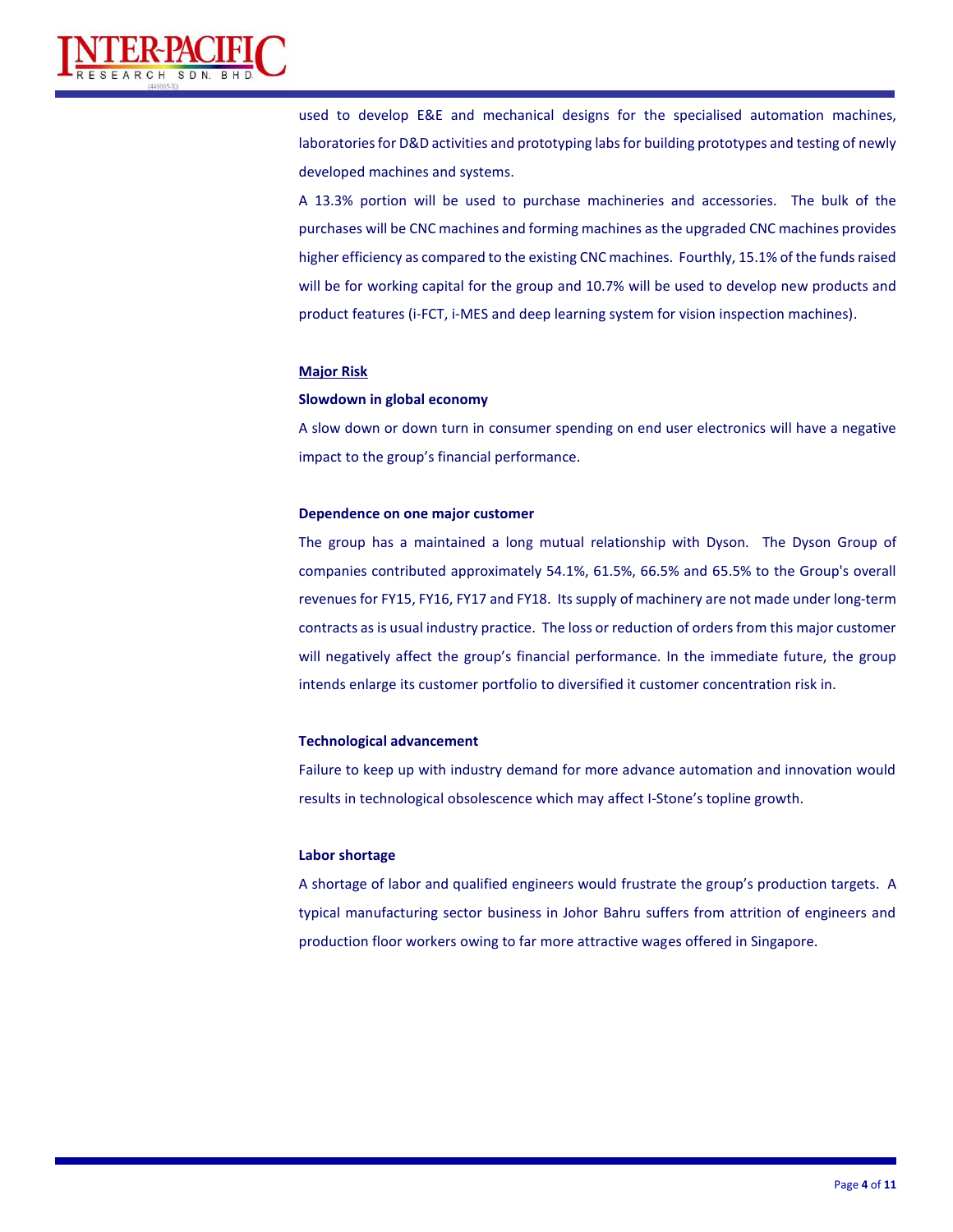used to develop E&E and mechanical designs for the specialised automation machines, laboratories for D&D activities and prototyping labs for building prototypes and testing of newly developed machines and systems.

A 13.3% portion will be used to purchase machineries and accessories. The bulk of the purchases will be CNC machines and forming machines as the upgraded CNC machines provides higher efficiency as compared to the existing CNC machines. Fourthly, 15.1% of the funds raised will be for working capital for the group and 10.7% will be used to develop new products and product features (i-FCT, i-MES and deep learning system for vision inspection machines).

## Major Risk

### Slowdown in global economy

A slow down or down turn in consumer spending on end user electronics will have a negative impact to the group's financial performance.

### Dependence on one major customer

The group has a maintained a long mutual relationship with Dyson. The Dyson Group of companies contributed approximately 54.1%, 61.5%, 66.5% and 65.5% to the Group's overall revenues for FY15, FY16, FY17 and FY18. Its supply of machinery are not made under long-term contracts as is usual industry practice. The loss or reduction of orders from this major customer will negatively affect the group's financial performance. In the immediate future, the group intends enlarge its customer portfolio to diversified it customer concentration risk in.

### Technological advancement

Failure to keep up with industry demand for more advance automation and innovation would results in technological obsolescence which may affect I-Stone's topline growth.

### Labor shortage

A shortage of labor and qualified engineers would frustrate the group's production targets. A typical manufacturing sector business in Johor Bahru suffers from attrition of engineers and production floor workers owing to far more attractive wages offered in Singapore.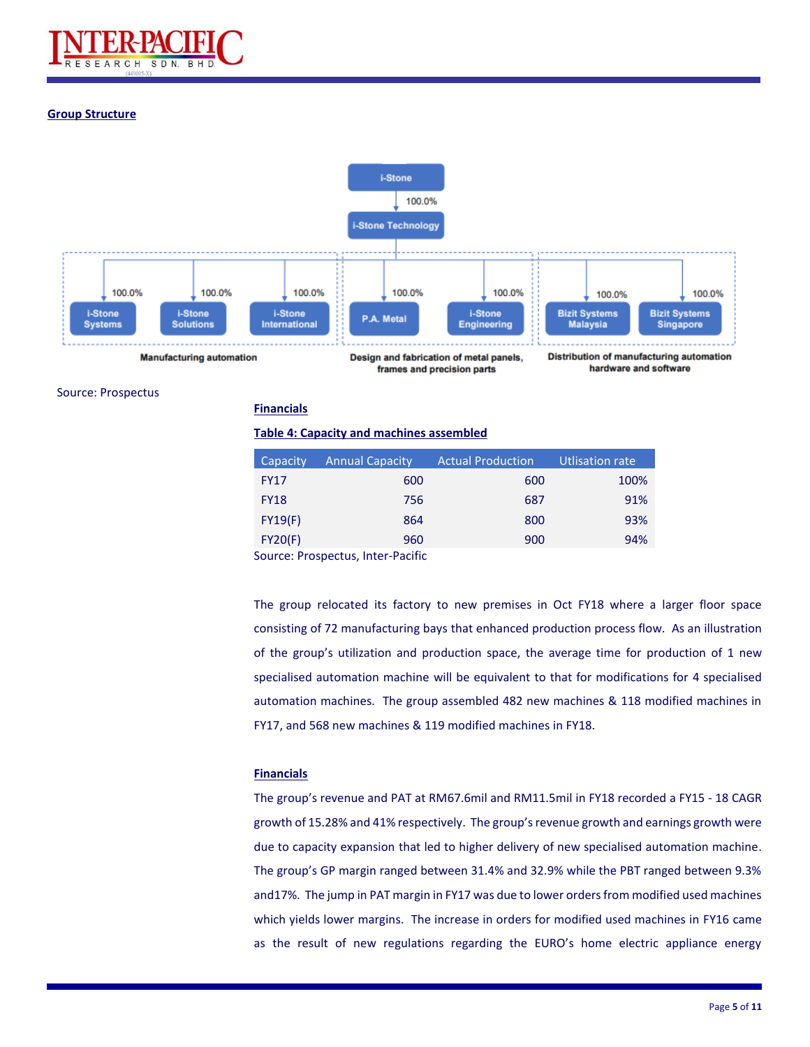## Group Structure

i-Stone

100.0%

i-Stone Technology

| Manufacturing automation | | | Design and fabrication of metal panels, frames and precision parts | | Distribution of manufacturing automation hardware and software | |
|---|---|---|---|---|---|---|
| 100.0% | 100.0% | 100.0% | 100.0% | 100.0% | 100.0% | 100.0% |
| i-Stone Systems | i-Stone Solutions | i-Stone International | P.A. Metal | i-Stone Engineering | Bizit Systems Malaysia | Bizit Systems Singapore |

Source: Prospectus

## Financials

**Table 4: Capacity and machines assembled**

| Capacity | Annual Capacity | Actual Production | Utlisation rate |
|---|---|---|---|
| FY17 | 600 | 600 | 100% |
| FY18 | 756 | 687 | 91% |
| FY19(F) | 864 | 800 | 93% |
| FY20(F) | 960 | 900 | 94% |

Source: Prospectus, Inter-Pacific

The group relocated its factory to new premises in Oct FY18 where a larger floor space consisting of 72 manufacturing bays that enhanced production process flow. As an illustration of the group's utilization and production space, the average time for production of 1 new specialised automation machine will be equivalent to that for modifications for 4 specialised automation machines. The group assembled 482 new machines & 118 modified machines in FY17, and 568 new machines & 119 modified machines in FY18.

## Financials

The group's revenue and PAT at RM67.6mil and RM11.5mil in FY18 recorded a FY15 - 18 CAGR growth of 15.28% and 41% respectively. The group's revenue growth and earnings growth were due to capacity expansion that led to higher delivery of new specialised automation machine. The group's GP margin ranged between 31.4% and 32.9% while the PBT ranged between 9.3% and17%. The jump in PAT margin in FY17 was due to lower orders from modified used machines which yields lower margins. The increase in orders for modified used machines in FY16 came as the result of new regulations regarding the EURO's home electric appliance energy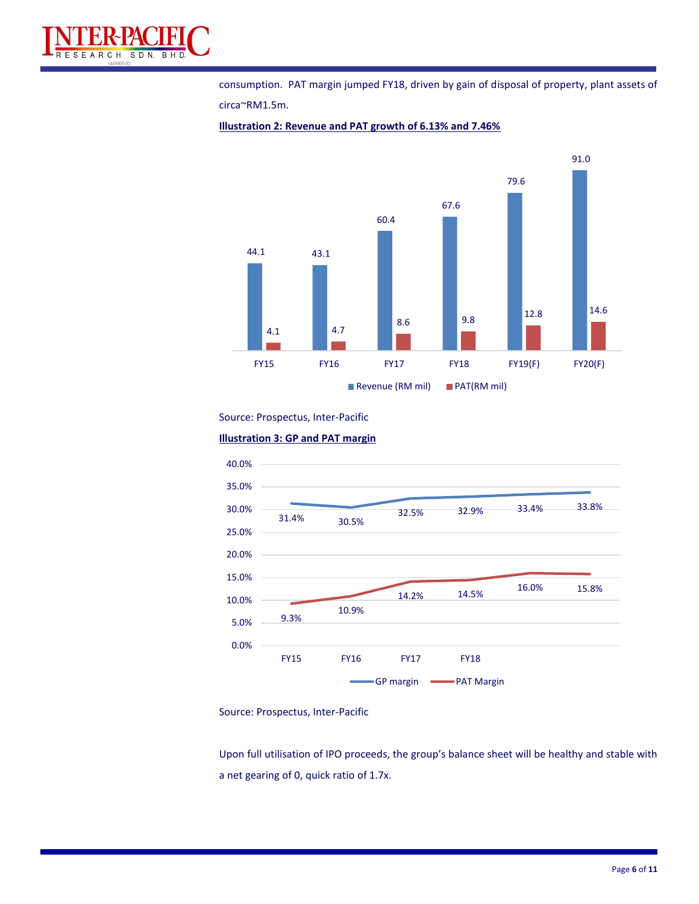consumption. PAT margin jumped FY18, driven by gain of disposal of property, plant assets of circa~RM1.5m.

**Illustration 2: Revenue and PAT growth of 6.13% and 7.46%**

| | FY15 | FY16 | FY17 | FY18 | FY19(F) | FY20(F) |
|---|---|---|---|---|---|---|
| Revenue (RM mil) | 44.1 | 43.1 | 60.4 | 67.6 | 79.6 | 91.0 |
| PAT(RM mil) | 4.1 | 4.7 | 8.6 | 9.8 | 12.8 | 14.6 |

Source: Prospectus, Inter-Pacific

**Illustration 3: GP and PAT margin**

| | FY15 | FY16 | FY17 | FY18 | | |
|---|---|---|---|---|---|---|
| GP margin | 31.4% | 30.5% | 32.5% | 32.9% | 33.4% | 33.8% |
| PAT Margin | 9.3% | 10.9% | 14.2% | 14.5% | 16.0% | 15.8% |

Source: Prospectus, Inter-Pacific

Upon full utilisation of IPO proceeds, the group's balance sheet will be healthy and stable with a net gearing of 0, quick ratio of 1.7x.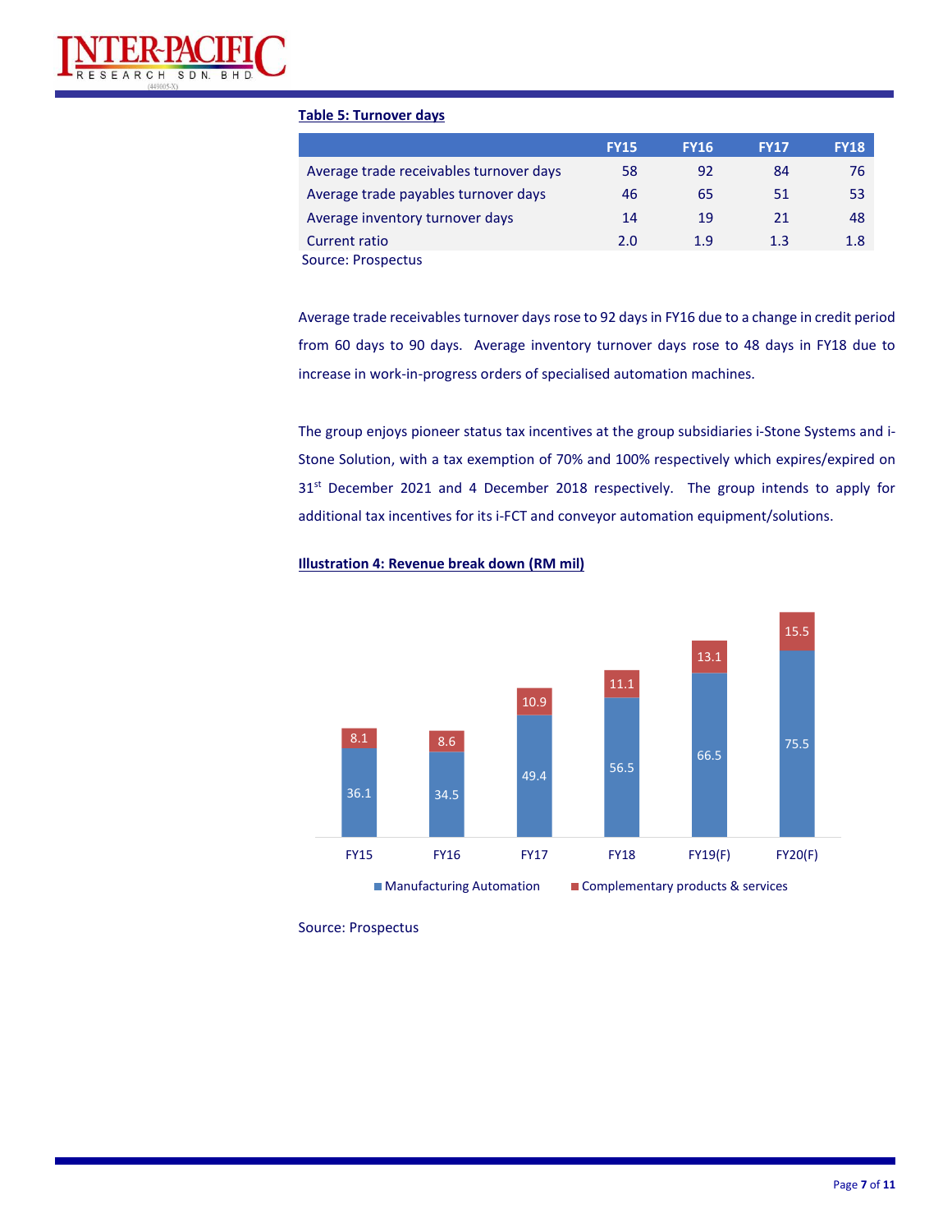**Table 5: Turnover days**

| | FY15 | FY16 | FY17 | FY18 |
|---|---|---|---|---|
| Average trade receivables turnover days | 58 | 92 | 84 | 76 |
| Average trade payables turnover days | 46 | 65 | 51 | 53 |
| Average inventory turnover days | 14 | 19 | 21 | 48 |
| Current ratio | 2.0 | 1.9 | 1.3 | 1.8 |

Source: Prospectus

Average trade receivables turnover days rose to 92 days in FY16 due to a change in credit period from 60 days to 90 days. Average inventory turnover days rose to 48 days in FY18 due to increase in work-in-progress orders of specialised automation machines.

The group enjoys pioneer status tax incentives at the group subsidiaries i-Stone Systems and i-Stone Solution, with a tax exemption of 70% and 100% respectively which expires/expired on 31st December 2021 and 4 December 2018 respectively. The group intends to apply for additional tax incentives for its i-FCT and conveyor automation equipment/solutions.

**Illustration 4: Revenue break down (RM mil)**

| | FY15 | FY16 | FY17 | FY18 | FY19(F) | FY20(F) |
|---|---|---|---|---|---|---|
| Manufacturing Automation | 36.1 | 34.5 | 49.4 | 56.5 | 66.5 | 75.5 |
| Complementary products & services | 8.1 | 8.6 | 10.9 | 11.1 | 13.1 | 15.5 |

Source: Prospectus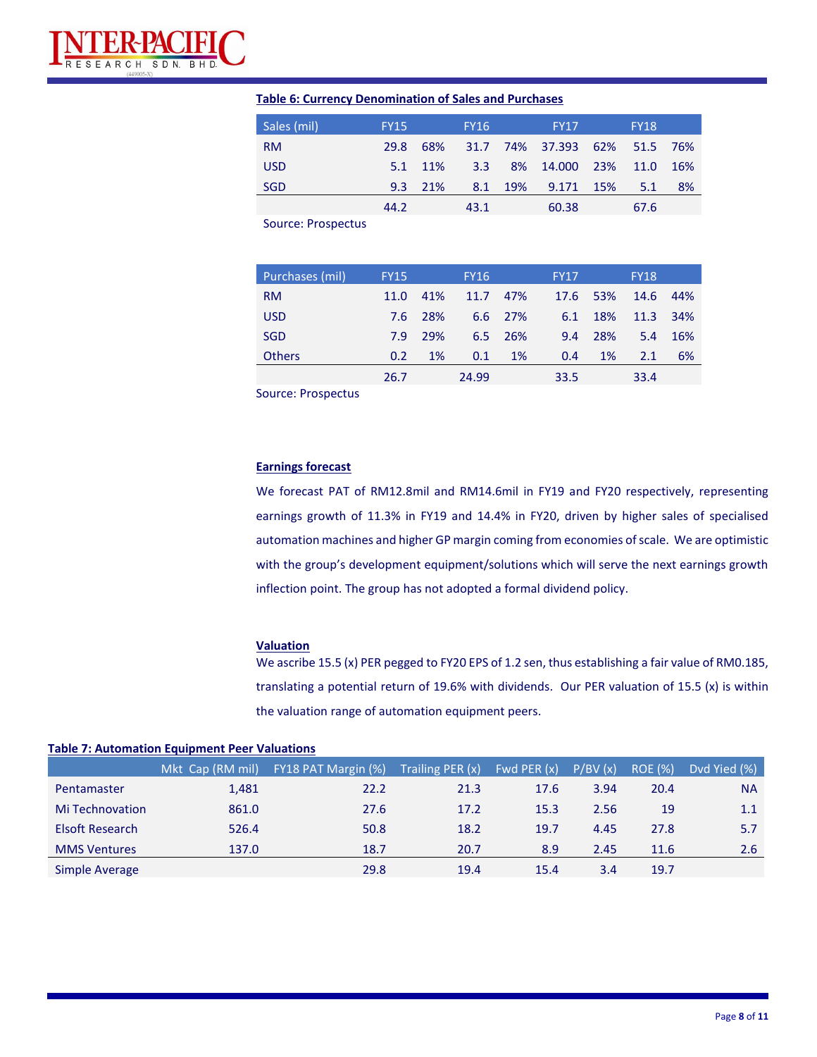**Table 6: Currency Denomination of Sales and Purchases**

| Sales (mil) | FY15 | | FY16 | | FY17 | | FY18 | |
|---|---|---|---|---|---|---|---|---|
| RM | 29.8 | 68% | 31.7 | 74% | 37.393 | 62% | 51.5 | 76% |
| USD | 5.1 | 11% | 3.3 | 8% | 14.000 | 23% | 11.0 | 16% |
| SGD | 9.3 | 21% | 8.1 | 19% | 9.171 | 15% | 5.1 | 8% |
| | 44.2 | | 43.1 | | 60.38 | | 67.6 | |

Source: Prospectus

| Purchases (mil) | FY15 | | FY16 | | FY17 | | FY18 | |
|---|---|---|---|---|---|---|---|---|
| RM | 11.0 | 41% | 11.7 | 47% | 17.6 | 53% | 14.6 | 44% |
| USD | 7.6 | 28% | 6.6 | 27% | 6.1 | 18% | 11.3 | 34% |
| SGD | 7.9 | 29% | 6.5 | 26% | 9.4 | 28% | 5.4 | 16% |
| Others | 0.2 | 1% | 0.1 | 1% | 0.4 | 1% | 2.1 | 6% |
| | 26.7 | | 24.99 | | 33.5 | | 33.4 | |

Source: Prospectus

**Earnings forecast**

We forecast PAT of RM12.8mil and RM14.6mil in FY19 and FY20 respectively, representing earnings growth of 11.3% in FY19 and 14.4% in FY20, driven by higher sales of specialised automation machines and higher GP margin coming from economies of scale. We are optimistic with the group's development equipment/solutions which will serve the next earnings growth inflection point. The group has not adopted a formal dividend policy.

**Valuation**

We ascribe 15.5 (x) PER pegged to FY20 EPS of 1.2 sen, thus establishing a fair value of RM0.185, translating a potential return of 19.6% with dividends. Our PER valuation of 15.5 (x) is within the valuation range of automation equipment peers.

**Table 7: Automation Equipment Peer Valuations**

| | Mkt Cap (RM mil) | FY18 PAT Margin (%) | Trailing PER (x) | Fwd PER (x) | P/BV (x) | ROE (%) | Dvd Yied (%) |
|---|---|---|---|---|---|---|---|
| Pentamaster | 1,481 | 22.2 | 21.3 | 17.6 | 3.94 | 20.4 | NA |
| Mi Technovation | 861.0 | 27.6 | 17.2 | 15.3 | 2.56 | 19 | 1.1 |
| Elsoft Research | 526.4 | 50.8 | 18.2 | 19.7 | 4.45 | 27.8 | 5.7 |
| MMS Ventures | 137.0 | 18.7 | 20.7 | 8.9 | 2.45 | 11.6 | 2.6 |
| Simple Average | | 29.8 | 19.4 | 15.4 | 3.4 | 19.7 | |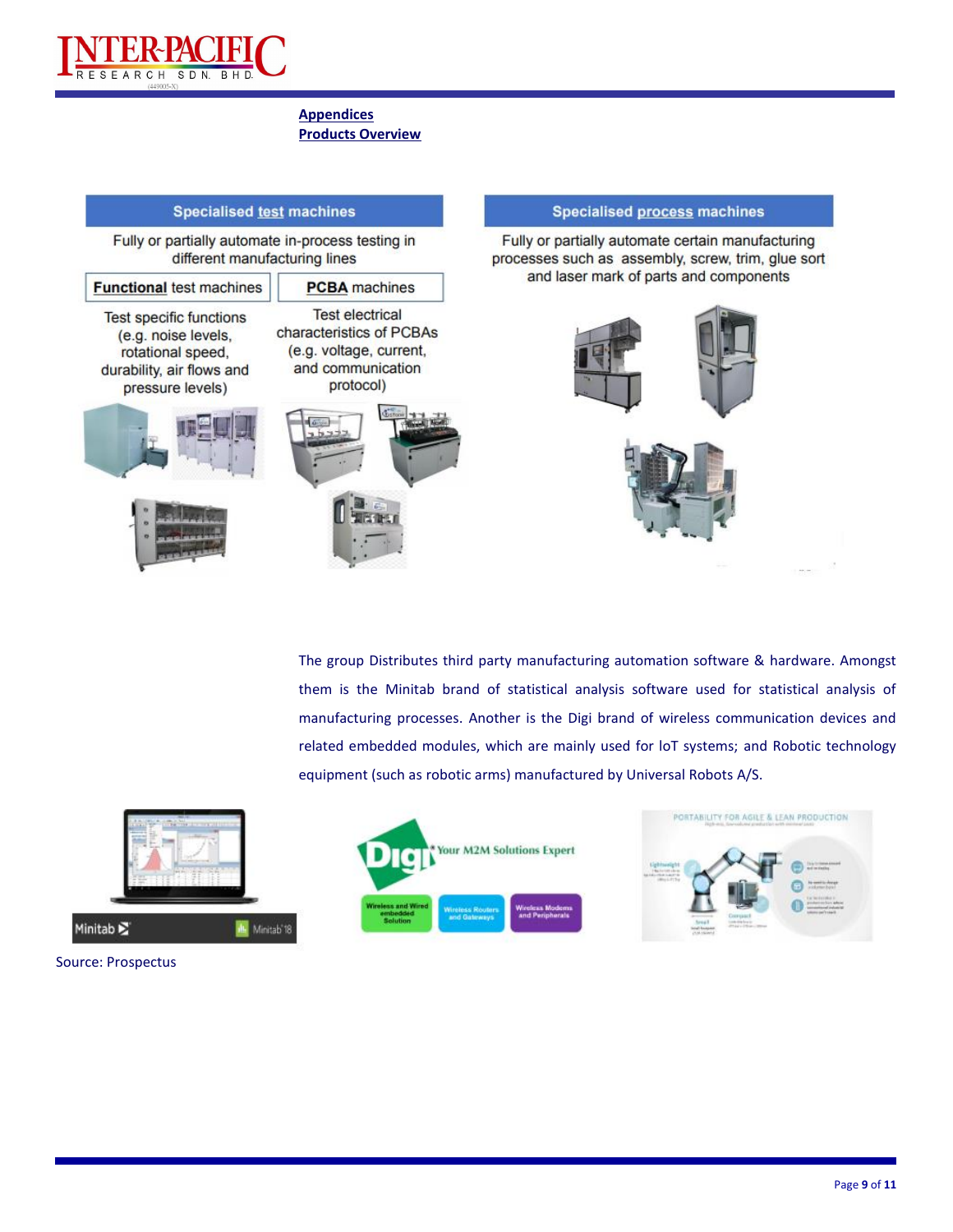**Appendices**
**Products Overview**

**Specialised test machines**

Fully or partially automate in-process testing in different manufacturing lines

**Functional test machines**

Test specific functions (e.g. noise levels, rotational speed, durability, air flows and pressure levels)

**PCBA machines**

Test electrical characteristics of PCBAs (e.g. voltage, current, and communication protocol)

**Specialised process machines**

Fully or partially automate certain manufacturing processes such as assembly, screw, trim, glue sort and laser mark of parts and components

The group Distributes third party manufacturing automation software & hardware. Amongst them is the Minitab brand of statistical analysis software used for statistical analysis of manufacturing processes. Another is the Digi brand of wireless communication devices and related embedded modules, which are mainly used for IoT systems; and Robotic technology equipment (such as robotic arms) manufactured by Universal Robots A/S.

Source: Prospectus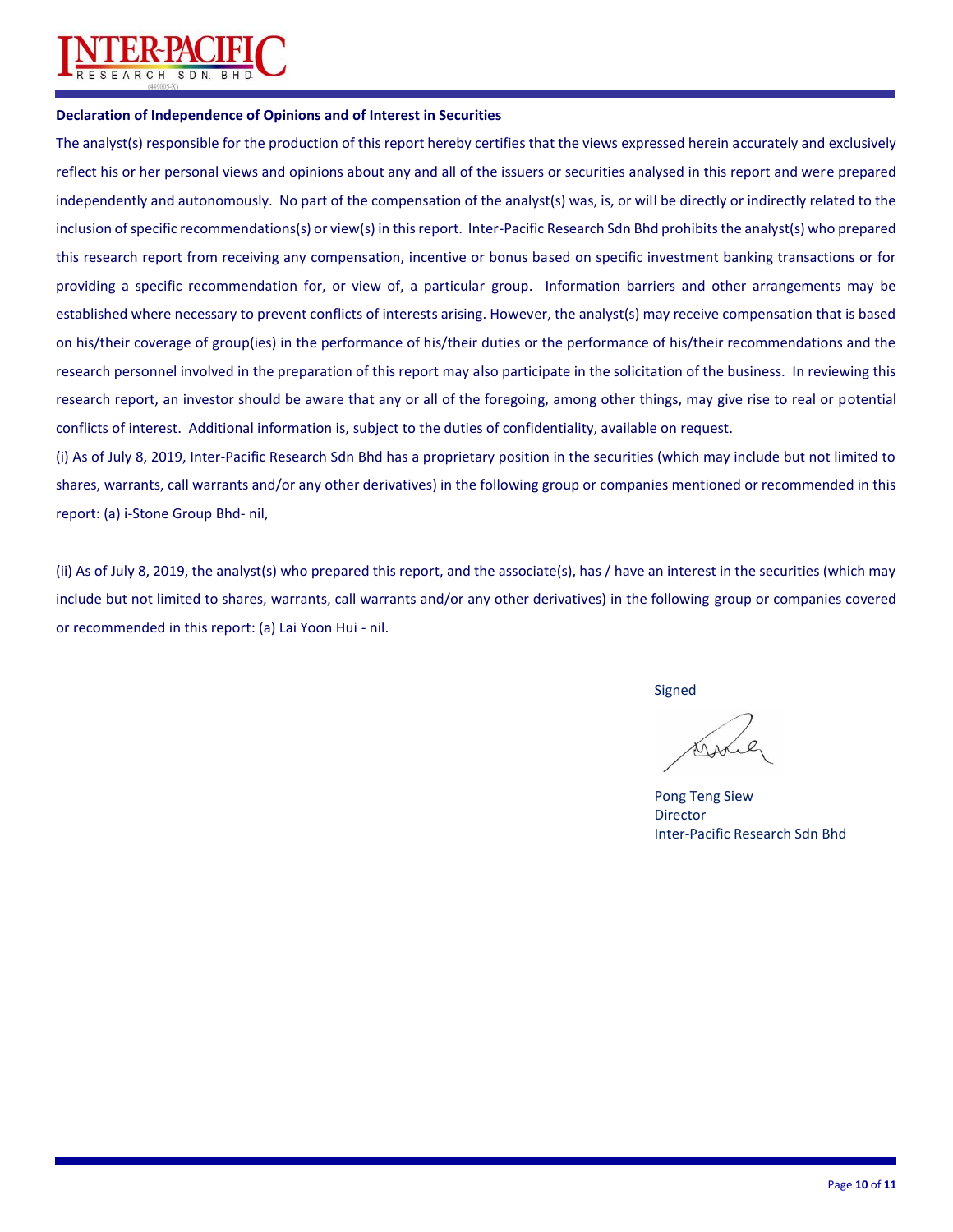**Declaration of Independence of Opinions and of Interest in Securities**

The analyst(s) responsible for the production of this report hereby certifies that the views expressed herein accurately and exclusively reflect his or her personal views and opinions about any and all of the issuers or securities analysed in this report and were prepared independently and autonomously. No part of the compensation of the analyst(s) was, is, or will be directly or indirectly related to the inclusion of specific recommendations(s) or view(s) in this report. Inter-Pacific Research Sdn Bhd prohibits the analyst(s) who prepared this research report from receiving any compensation, incentive or bonus based on specific investment banking transactions or for providing a specific recommendation for, or view of, a particular group. Information barriers and other arrangements may be established where necessary to prevent conflicts of interests arising. However, the analyst(s) may receive compensation that is based on his/their coverage of group(ies) in the performance of his/their duties or the performance of his/their recommendations and the research personnel involved in the preparation of this report may also participate in the solicitation of the business. In reviewing this research report, an investor should be aware that any or all of the foregoing, among other things, may give rise to real or potential conflicts of interest. Additional information is, subject to the duties of confidentiality, available on request.

(i) As of July 8, 2019, Inter-Pacific Research Sdn Bhd has a proprietary position in the securities (which may include but not limited to shares, warrants, call warrants and/or any other derivatives) in the following group or companies mentioned or recommended in this report: (a) i-Stone Group Bhd- nil,

(ii) As of July 8, 2019, the analyst(s) who prepared this report, and the associate(s), has / have an interest in the securities (which may include but not limited to shares, warrants, call warrants and/or any other derivatives) in the following group or companies covered or recommended in this report: (a) Lai Yoon Hui - nil.

Signed

Pong Teng Siew
Director
Inter-Pacific Research Sdn Bhd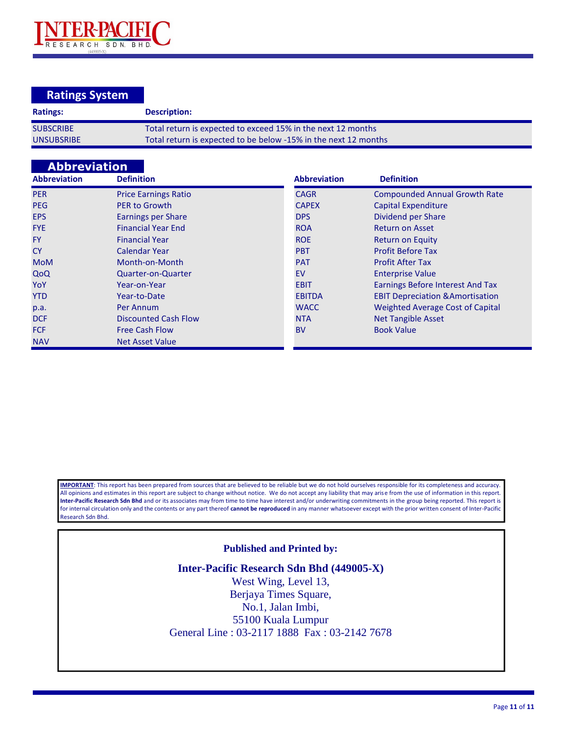## Ratings System

| Ratings: | Description: |
|---|---|
| SUBSCRIBE | Total return is expected to exceed 15% in the next 12 months |
| UNSUBSRIBE | Total return is expected to be below -15% in the next 12 months |

## Abbreviation

| Abbreviation | Definition |
|---|---|
| PER | Price Earnings Ratio |
| PEG | PER to Growth |
| EPS | Earnings per Share |
| FYE | Financial Year End |
| FY | Financial Year |
| CY | Calendar Year |
| MoM | Month-on-Month |
| QoQ | Quarter-on-Quarter |
| YoY | Year-on-Year |
| YTD | Year-to-Date |
| p.a. | Per Annum |
| DCF | Discounted Cash Flow |
| FCF | Free Cash Flow |
| NAV | Net Asset Value |

| Abbreviation | Definition |
|---|---|
| CAGR | Compounded Annual Growth Rate |
| CAPEX | Capital Expenditure |
| DPS | Dividend per Share |
| ROA | Return on Asset |
| ROE | Return on Equity |
| PBT | Profit Before Tax |
| PAT | Profit After Tax |
| EV | Enterprise Value |
| EBIT | Earnings Before Interest And Tax |
| EBITDA | EBIT Depreciation &Amortisation |
| WACC | Weighted Average Cost of Capital |
| NTA | Net Tangible Asset |
| BV | Book Value |

**IMPORTANT**: This report has been prepared from sources that are believed to be reliable but we do not hold ourselves responsible for its completeness and accuracy. All opinions and estimates in this report are subject to change without notice. We do not accept any liability that may arise from the use of information in this report. **Inter-Pacific Research Sdn Bhd** and or its associates may from time to time have interest and/or underwriting commitments in the group being reported. This report is for internal circulation only and the contents or any part thereof **cannot be reproduced** in any manner whatsoever except with the prior written consent of Inter-Pacific Research Sdn Bhd.

**Published and Printed by:**

**Inter-Pacific Research Sdn Bhd (449005-X)**
West Wing, Level 13,
Berjaya Times Square,
No.1, Jalan Imbi,
55100 Kuala Lumpur
General Line : 03-2117 1888 Fax : 03-2142 7678